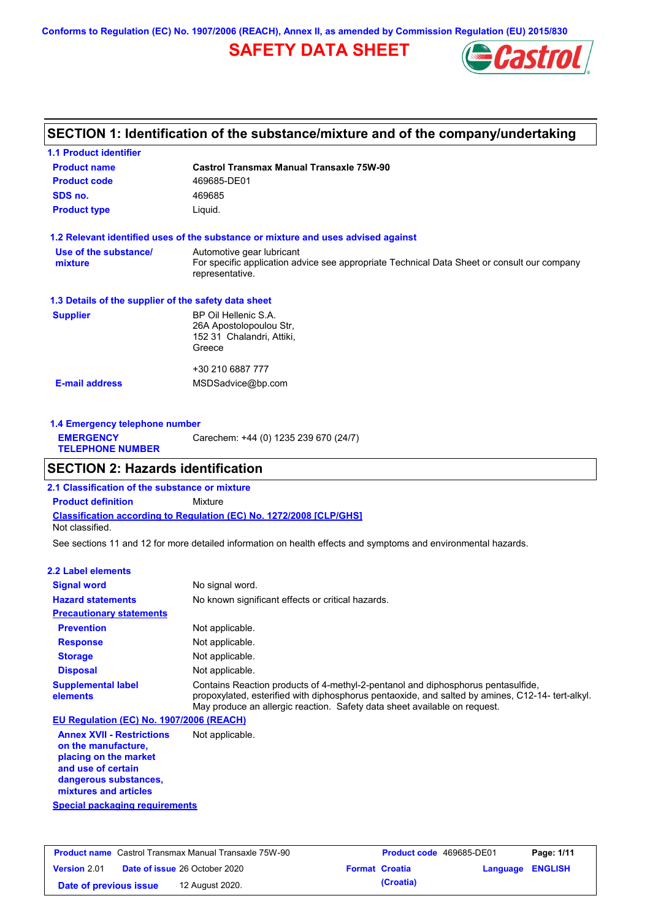Conforms to Regulation (EC) No. 1907/2006 (REACH), Annex II, as amended by Commission Regulation (EU) 2015/830

# SAFETY DATA SHEET

## SECTION 1: Identification of the substance/mixture and of the company/undertaking

### 1.1 Product identifier

| | |
|---|---|
| **Product name** | **Castrol Transmax Manual Transaxle 75W-90** |
| **Product code** | 469685-DE01 |
| **SDS no.** | 469685 |
| **Product type** | Liquid. |

### 1.2 Relevant identified uses of the substance or mixture and uses advised against

**Use of the substance/ mixture**: Automotive gear lubricant
For specific application advice see appropriate Technical Data Sheet or consult our company representative.

### 1.3 Details of the supplier of the safety data sheet

**Supplier**: BP Oil Hellenic S.A.
26A Apostolopoulou Str,
152 31 Chalandri, Attiki,
Greece

+30 210 6887 777

**E-mail address**: MSDSadvice@bp.com

### 1.4 Emergency telephone number

**EMERGENCY TELEPHONE NUMBER**: Carechem: +44 (0) 1235 239 670 (24/7)

## SECTION 2: Hazards identification

### 2.1 Classification of the substance or mixture

**Product definition**: Mixture

**Classification according to Regulation (EC) No. 1272/2008 [CLP/GHS]**
Not classified.

See sections 11 and 12 for more detailed information on health effects and symptoms and environmental hazards.

### 2.2 Label elements

**Signal word**: No signal word.

**Hazard statements**: No known significant effects or critical hazards.

**Precautionary statements**

- **Prevention**: Not applicable.
- **Response**: Not applicable.
- **Storage**: Not applicable.
- **Disposal**: Not applicable.

**Supplemental label elements**: Contains Reaction products of 4-methyl-2-pentanol and diphosphorus pentasulfide, propoxylated, esterified with diphosphorus pentaoxide, and salted by amines, C12-14- tert-alkyl. May produce an allergic reaction. Safety data sheet available on request.

**EU Regulation (EC) No. 1907/2006 (REACH)**

**Annex XVII - Restrictions on the manufacture, placing on the market and use of certain dangerous substances, mixtures and articles**: Not applicable.

**Special packaging requirements**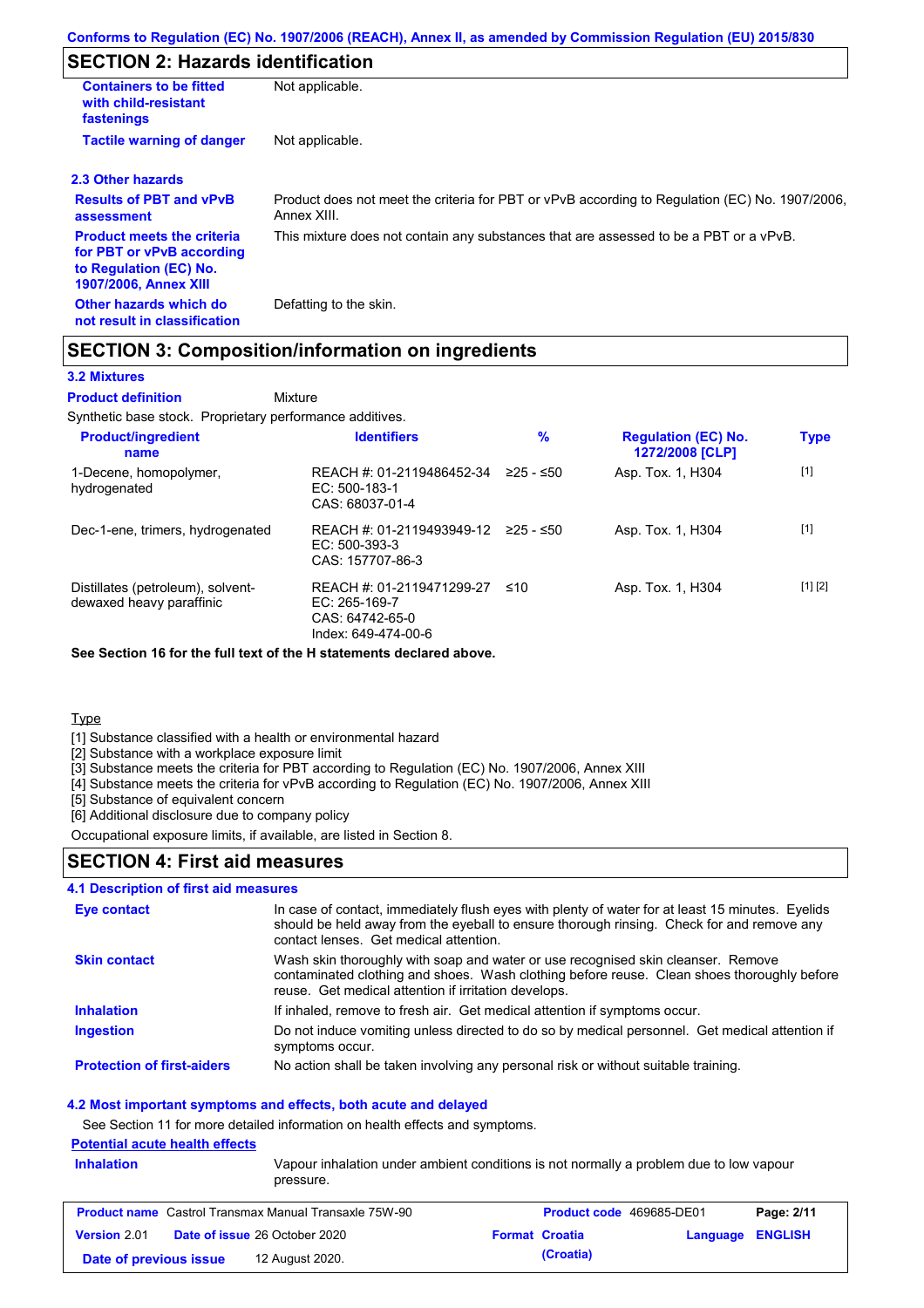## SECTION 2: Hazards identification

| | |
|---|---|
| **Containers to be fitted with child-resistant fastenings** | Not applicable. |
| **Tactile warning of danger** | Not applicable. |

### 2.3 Other hazards

| | |
|---|---|
| **Results of PBT and vPvB assessment** | Product does not meet the criteria for PBT or vPvB according to Regulation (EC) No. 1907/2006, Annex XIII. |
| **Product meets the criteria for PBT or vPvB according to Regulation (EC) No. 1907/2006, Annex XIII** | This mixture does not contain any substances that are assessed to be a PBT or a vPvB. |
| **Other hazards which do not result in classification** | Defatting to the skin. |

## SECTION 3: Composition/information on ingredients

### 3.2 Mixtures

**Product definition** Mixture

Synthetic base stock. Proprietary performance additives.

| Product/ingredient name | Identifiers | % | Regulation (EC) No. 1272/2008 [CLP] | Type |
|---|---|---|---|---|
| 1-Decene, homopolymer, hydrogenated | REACH #: 01-2119486452-34<br>EC: 500-183-1<br>CAS: 68037-01-4 | ≥25 - ≤50 | Asp. Tox. 1, H304 | [1] |
| Dec-1-ene, trimers, hydrogenated | REACH #: 01-2119493949-12<br>EC: 500-393-3<br>CAS: 157707-86-3 | ≥25 - ≤50 | Asp. Tox. 1, H304 | [1] |
| Distillates (petroleum), solvent-dewaxed heavy paraffinic | REACH #: 01-2119471299-27<br>EC: 265-169-7<br>CAS: 64742-65-0<br>Index: 649-474-00-6 | ≤10 | Asp. Tox. 1, H304 | [1] [2] |

**See Section 16 for the full text of the H statements declared above.**

Type

[1] Substance classified with a health or environmental hazard
[2] Substance with a workplace exposure limit
[3] Substance meets the criteria for PBT according to Regulation (EC) No. 1907/2006, Annex XIII
[4] Substance meets the criteria for vPvB according to Regulation (EC) No. 1907/2006, Annex XIII
[5] Substance of equivalent concern
[6] Additional disclosure due to company policy

Occupational exposure limits, if available, are listed in Section 8.

## SECTION 4: First aid measures

### 4.1 Description of first aid measures

| | |
|---|---|
| **Eye contact** | In case of contact, immediately flush eyes with plenty of water for at least 15 minutes. Eyelids should be held away from the eyeball to ensure thorough rinsing. Check for and remove any contact lenses. Get medical attention. |
| **Skin contact** | Wash skin thoroughly with soap and water or use recognised skin cleanser. Remove contaminated clothing and shoes. Wash clothing before reuse. Clean shoes thoroughly before reuse. Get medical attention if irritation develops. |
| **Inhalation** | If inhaled, remove to fresh air. Get medical attention if symptoms occur. |
| **Ingestion** | Do not induce vomiting unless directed to do so by medical personnel. Get medical attention if symptoms occur. |
| **Protection of first-aiders** | No action shall be taken involving any personal risk or without suitable training. |

### 4.2 Most important symptoms and effects, both acute and delayed

See Section 11 for more detailed information on health effects and symptoms.

**Potential acute health effects**

| | |
|---|---|
| **Inhalation** | Vapour inhalation under ambient conditions is not normally a problem due to low vapour pressure. |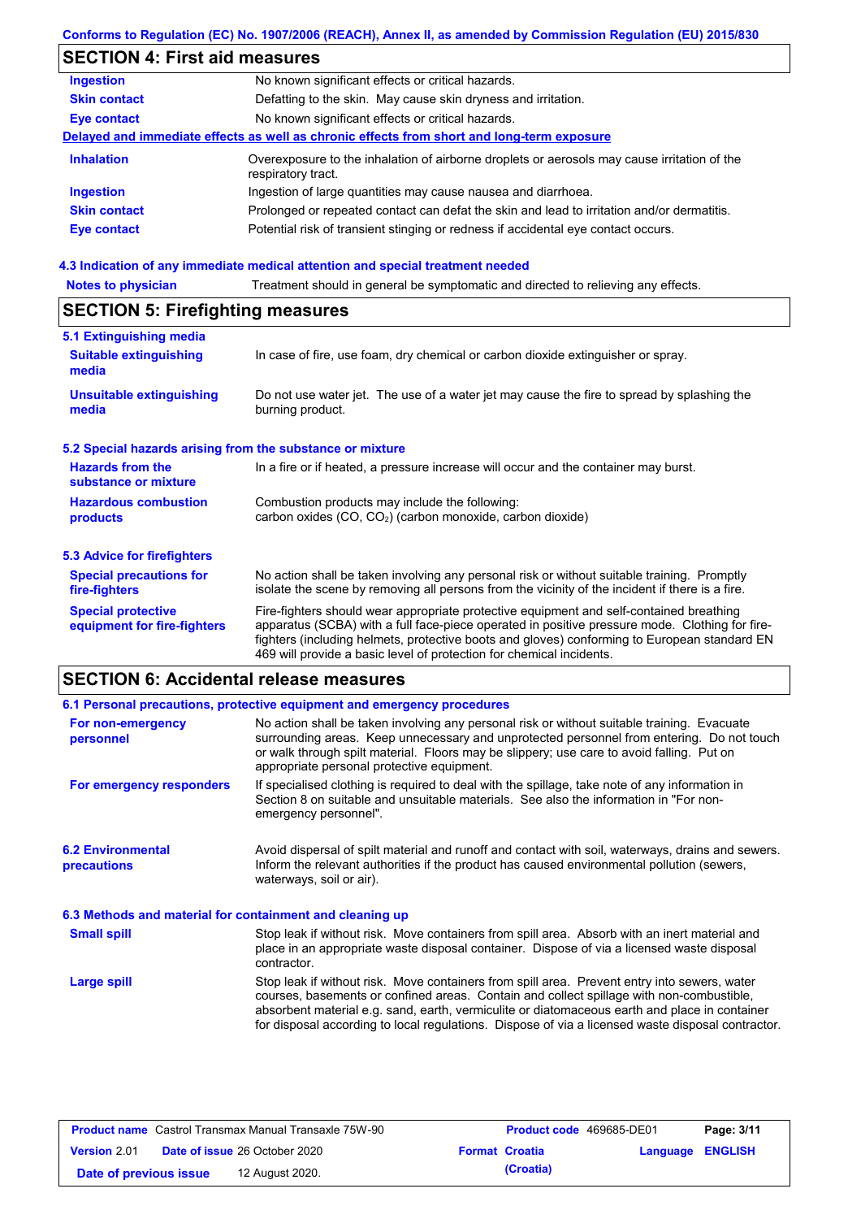Conforms to Regulation (EC) No. 1907/2006 (REACH), Annex II, as amended by Commission Regulation (EU) 2015/830

## SECTION 4: First aid measures

| | |
|---|---|
| **Ingestion** | No known significant effects or critical hazards. |
| **Skin contact** | Defatting to the skin. May cause skin dryness and irritation. |
| **Eye contact** | No known significant effects or critical hazards. |

**Delayed and immediate effects as well as chronic effects from short and long-term exposure**

| | |
|---|---|
| **Inhalation** | Overexposure to the inhalation of airborne droplets or aerosols may cause irritation of the respiratory tract. |
| **Ingestion** | Ingestion of large quantities may cause nausea and diarrhoea. |
| **Skin contact** | Prolonged or repeated contact can defat the skin and lead to irritation and/or dermatitis. |
| **Eye contact** | Potential risk of transient stinging or redness if accidental eye contact occurs. |

### 4.3 Indication of any immediate medical attention and special treatment needed

| | |
|---|---|
| **Notes to physician** | Treatment should in general be symptomatic and directed to relieving any effects. |

## SECTION 5: Firefighting measures

### 5.1 Extinguishing media

| | |
|---|---|
| **Suitable extinguishing media** | In case of fire, use foam, dry chemical or carbon dioxide extinguisher or spray. |
| **Unsuitable extinguishing media** | Do not use water jet. The use of a water jet may cause the fire to spread by splashing the burning product. |

### 5.2 Special hazards arising from the substance or mixture

| | |
|---|---|
| **Hazards from the substance or mixture** | In a fire or if heated, a pressure increase will occur and the container may burst. |
| **Hazardous combustion products** | Combustion products may include the following: carbon oxides (CO, $CO_2$) (carbon monoxide, carbon dioxide) |

### 5.3 Advice for firefighters

| | |
|---|---|
| **Special precautions for fire-fighters** | No action shall be taken involving any personal risk or without suitable training. Promptly isolate the scene by removing all persons from the vicinity of the incident if there is a fire. |
| **Special protective equipment for fire-fighters** | Fire-fighters should wear appropriate protective equipment and self-contained breathing apparatus (SCBA) with a full face-piece operated in positive pressure mode. Clothing for fire-fighters (including helmets, protective boots and gloves) conforming to European standard EN 469 will provide a basic level of protection for chemical incidents. |

## SECTION 6: Accidental release measures

### 6.1 Personal precautions, protective equipment and emergency procedures

| | |
|---|---|
| **For non-emergency personnel** | No action shall be taken involving any personal risk or without suitable training. Evacuate surrounding areas. Keep unnecessary and unprotected personnel from entering. Do not touch or walk through spilt material. Floors may be slippery; use care to avoid falling. Put on appropriate personal protective equipment. |
| **For emergency responders** | If specialised clothing is required to deal with the spillage, take note of any information in Section 8 on suitable and unsuitable materials. See also the information in "For non-emergency personnel". |

| | |
|---|---|
| **6.2 Environmental precautions** | Avoid dispersal of spilt material and runoff and contact with soil, waterways, drains and sewers. Inform the relevant authorities if the product has caused environmental pollution (sewers, waterways, soil or air). |

### 6.3 Methods and material for containment and cleaning up

| | |
|---|---|
| **Small spill** | Stop leak if without risk. Move containers from spill area. Absorb with an inert material and place in an appropriate waste disposal container. Dispose of via a licensed waste disposal contractor. |
| **Large spill** | Stop leak if without risk. Move containers from spill area. Prevent entry into sewers, water courses, basements or confined areas. Contain and collect spillage with non-combustible, absorbent material e.g. sand, earth, vermiculite or diatomaceous earth and place in container for disposal according to local regulations. Dispose of via a licensed waste disposal contractor. |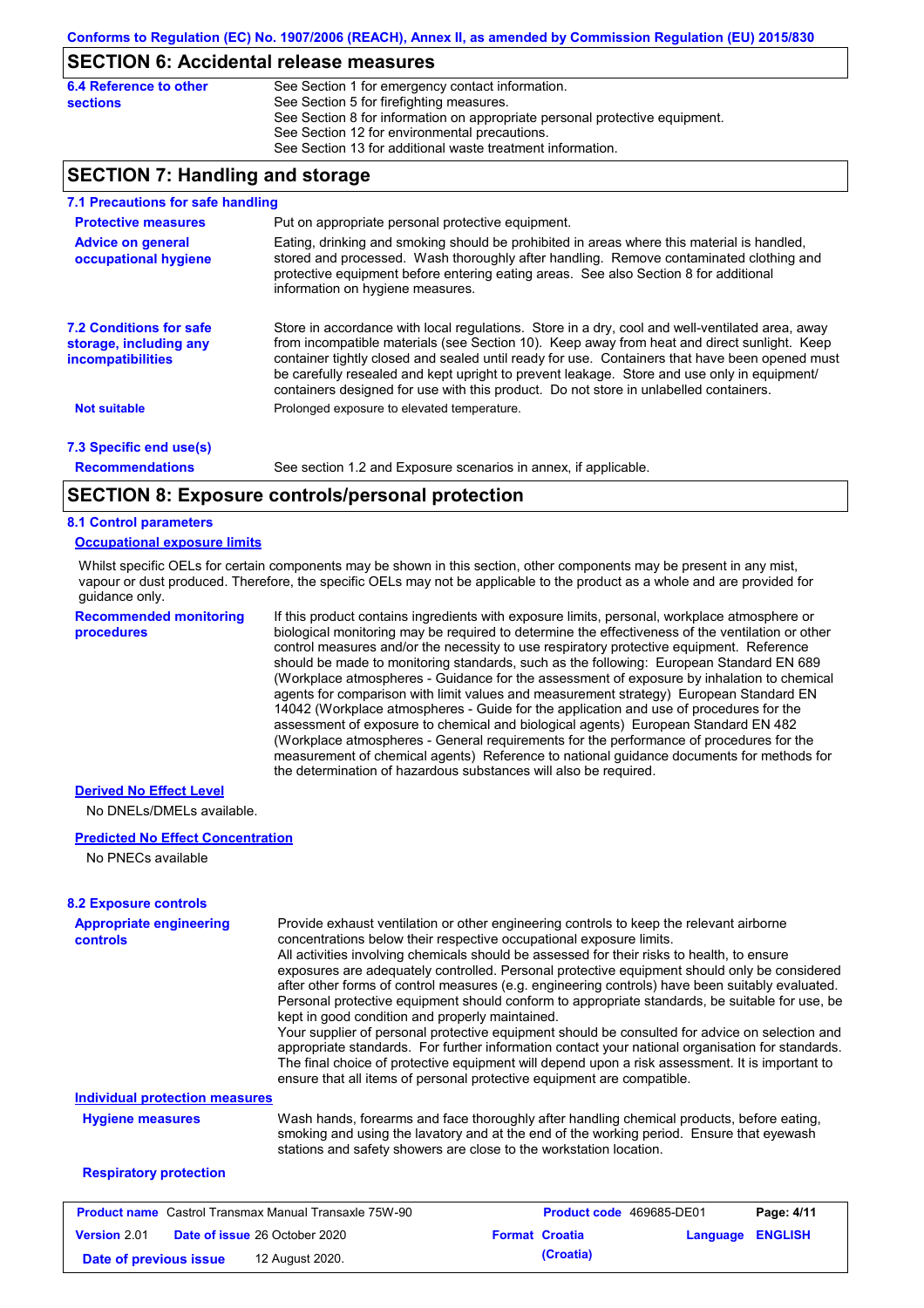## SECTION 6: Accidental release measures

| | |
|---|---|
| **6.4 Reference to other sections** | See Section 1 for emergency contact information.<br>See Section 5 for firefighting measures.<br>See Section 8 for information on appropriate personal protective equipment.<br>See Section 12 for environmental precautions.<br>See Section 13 for additional waste treatment information. |

## SECTION 7: Handling and storage

### 7.1 Precautions for safe handling

**Protective measures** Put on appropriate personal protective equipment.

**Advice on general occupational hygiene** Eating, drinking and smoking should be prohibited in areas where this material is handled, stored and processed. Wash thoroughly after handling. Remove contaminated clothing and protective equipment before entering eating areas. See also Section 8 for additional information on hygiene measures.

### 7.2 Conditions for safe storage, including any incompatibilities

Store in accordance with local regulations. Store in a dry, cool and well-ventilated area, away from incompatible materials (see Section 10). Keep away from heat and direct sunlight. Keep container tightly closed and sealed until ready for use. Containers that have been opened must be carefully resealed and kept upright to prevent leakage. Store and use only in equipment/ containers designed for use with this product. Do not store in unlabelled containers.

**Not suitable** Prolonged exposure to elevated temperature.

### 7.3 Specific end use(s)

**Recommendations** See section 1.2 and Exposure scenarios in annex, if applicable.

## SECTION 8: Exposure controls/personal protection

### 8.1 Control parameters

**Occupational exposure limits**

Whilst specific OELs for certain components may be shown in this section, other components may be present in any mist, vapour or dust produced. Therefore, the specific OELs may not be applicable to the product as a whole and are provided for guidance only.

**Recommended monitoring procedures** If this product contains ingredients with exposure limits, personal, workplace atmosphere or biological monitoring may be required to determine the effectiveness of the ventilation or other control measures and/or the necessity to use respiratory protective equipment. Reference should be made to monitoring standards, such as the following: European Standard EN 689 (Workplace atmospheres - Guidance for the assessment of exposure by inhalation to chemical agents for comparison with limit values and measurement strategy) European Standard EN 14042 (Workplace atmospheres - Guide for the application and use of procedures for the assessment of exposure to chemical and biological agents) European Standard EN 482 (Workplace atmospheres - General requirements for the performance of procedures for the measurement of chemical agents) Reference to national guidance documents for methods for the determination of hazardous substances will also be required.

**Derived No Effect Level**

No DNELs/DMELs available.

**Predicted No Effect Concentration**

No PNECs available

### 8.2 Exposure controls

**Appropriate engineering controls** Provide exhaust ventilation or other engineering controls to keep the relevant airborne concentrations below their respective occupational exposure limits.
All activities involving chemicals should be assessed for their risks to health, to ensure exposures are adequately controlled. Personal protective equipment should only be considered after other forms of control measures (e.g. engineering controls) have been suitably evaluated. Personal protective equipment should conform to appropriate standards, be suitable for use, be kept in good condition and properly maintained.
Your supplier of personal protective equipment should be consulted for advice on selection and appropriate standards. For further information contact your national organisation for standards.
The final choice of protective equipment will depend upon a risk assessment. It is important to ensure that all items of personal protective equipment are compatible.

**Individual protection measures**

**Hygiene measures** Wash hands, forearms and face thoroughly after handling chemical products, before eating, smoking and using the lavatory and at the end of the working period. Ensure that eyewash stations and safety showers are close to the workstation location.

**Respiratory protection**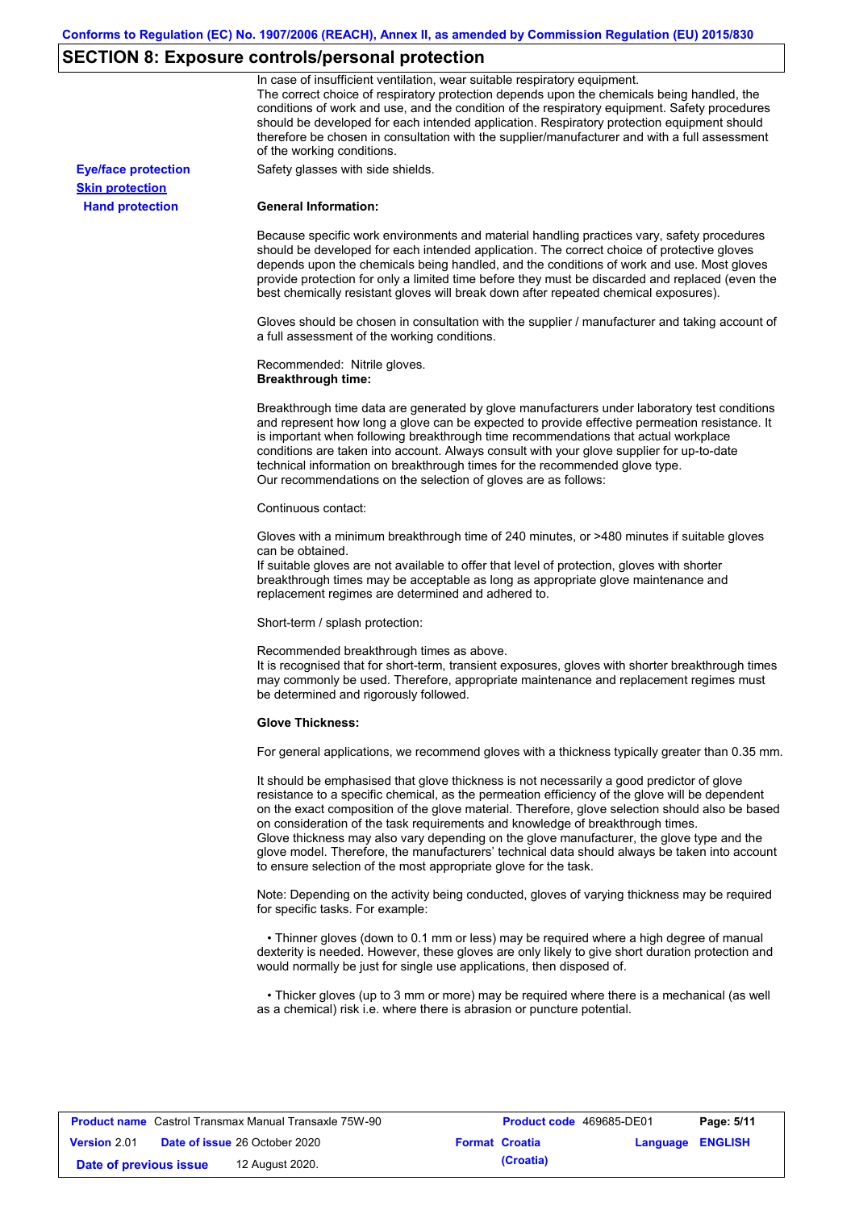## SECTION 8: Exposure controls/personal protection

In case of insufficient ventilation, wear suitable respiratory equipment.
The correct choice of respiratory protection depends upon the chemicals being handled, the conditions of work and use, and the condition of the respiratory equipment. Safety procedures should be developed for each intended application. Respiratory protection equipment should therefore be chosen in consultation with the supplier/manufacturer and with a full assessment of the working conditions.

**Eye/face protection**

Safety glasses with side shields.

**Skin protection**

**Hand protection**

**General Information:**

Because specific work environments and material handling practices vary, safety procedures should be developed for each intended application. The correct choice of protective gloves depends upon the chemicals being handled, and the conditions of work and use. Most gloves provide protection for only a limited time before they must be discarded and replaced (even the best chemically resistant gloves will break down after repeated chemical exposures).

Gloves should be chosen in consultation with the supplier / manufacturer and taking account of a full assessment of the working conditions.

Recommended: Nitrile gloves.
**Breakthrough time:**

Breakthrough time data are generated by glove manufacturers under laboratory test conditions and represent how long a glove can be expected to provide effective permeation resistance. It is important when following breakthrough time recommendations that actual workplace conditions are taken into account. Always consult with your glove supplier for up-to-date technical information on breakthrough times for the recommended glove type.
Our recommendations on the selection of gloves are as follows:

Continuous contact:

Gloves with a minimum breakthrough time of 240 minutes, or >480 minutes if suitable gloves can be obtained.
If suitable gloves are not available to offer that level of protection, gloves with shorter breakthrough times may be acceptable as long as appropriate glove maintenance and replacement regimes are determined and adhered to.

Short-term / splash protection:

Recommended breakthrough times as above.
It is recognised that for short-term, transient exposures, gloves with shorter breakthrough times may commonly be used. Therefore, appropriate maintenance and replacement regimes must be determined and rigorously followed.

**Glove Thickness:**

For general applications, we recommend gloves with a thickness typically greater than 0.35 mm.

It should be emphasised that glove thickness is not necessarily a good predictor of glove resistance to a specific chemical, as the permeation efficiency of the glove will be dependent on the exact composition of the glove material. Therefore, glove selection should also be based on consideration of the task requirements and knowledge of breakthrough times.
Glove thickness may also vary depending on the glove manufacturer, the glove type and the glove model. Therefore, the manufacturers' technical data should always be taken into account to ensure selection of the most appropriate glove for the task.

Note: Depending on the activity being conducted, gloves of varying thickness may be required for specific tasks. For example:

- Thinner gloves (down to 0.1 mm or less) may be required where a high degree of manual dexterity is needed. However, these gloves are only likely to give short duration protection and would normally be just for single use applications, then disposed of.

- Thicker gloves (up to 3 mm or more) may be required where there is a mechanical (as well as a chemical) risk i.e. where there is abrasion or puncture potential.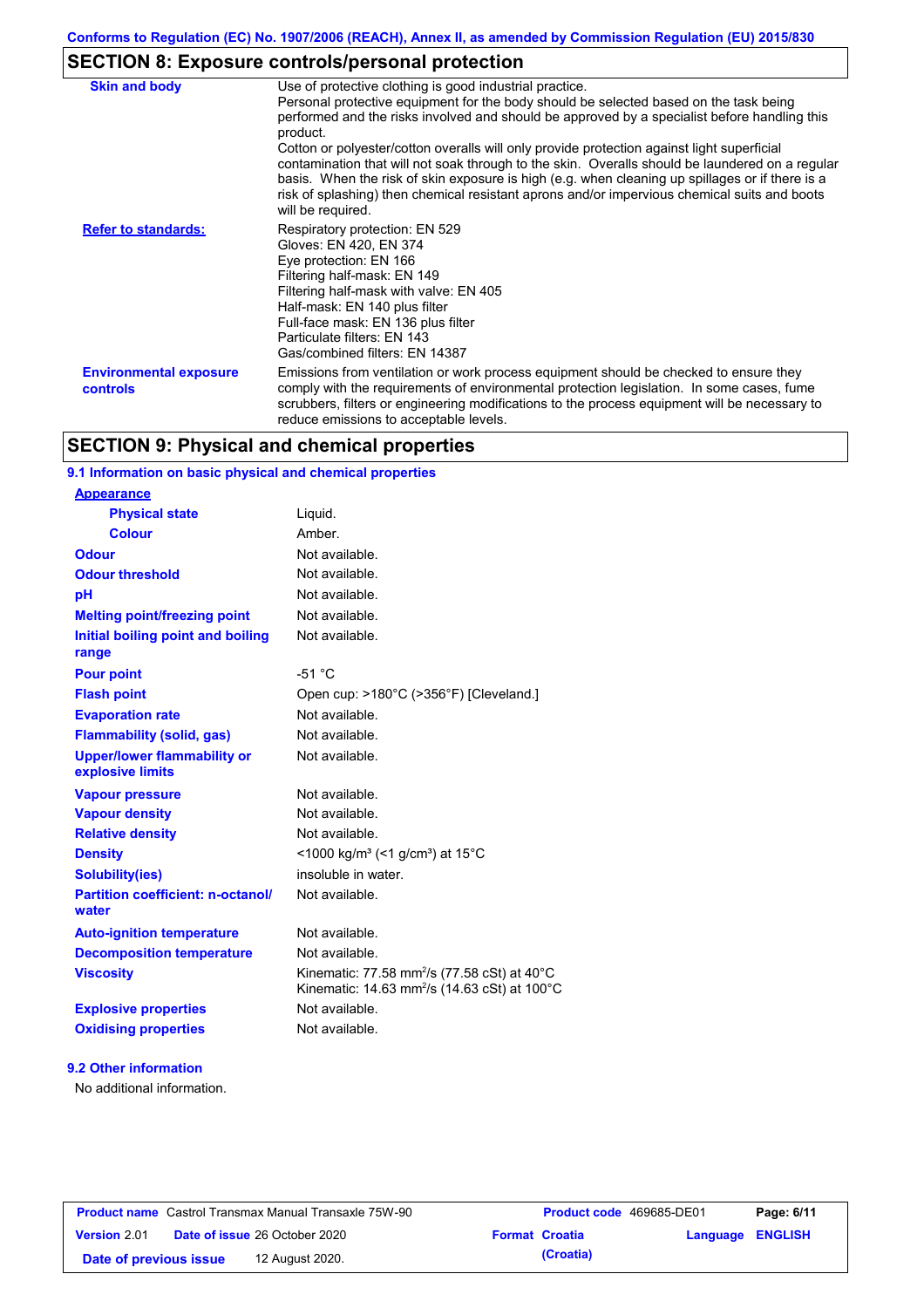## SECTION 8: Exposure controls/personal protection

| | |
|---|---|
| **Skin and body** | Use of protective clothing is good industrial practice. Personal protective equipment for the body should be selected based on the task being performed and the risks involved and should be approved by a specialist before handling this product. Cotton or polyester/cotton overalls will only provide protection against light superficial contamination that will not soak through to the skin. Overalls should be laundered on a regular basis. When the risk of skin exposure is high (e.g. when cleaning up spillages or if there is a risk of splashing) then chemical resistant aprons and/or impervious chemical suits and boots will be required. |
| **Refer to standards:** | Respiratory protection: EN 529<br>Gloves: EN 420, EN 374<br>Eye protection: EN 166<br>Filtering half-mask: EN 149<br>Filtering half-mask with valve: EN 405<br>Half-mask: EN 140 plus filter<br>Full-face mask: EN 136 plus filter<br>Particulate filters: EN 143<br>Gas/combined filters: EN 14387 |
| **Environmental exposure controls** | Emissions from ventilation or work process equipment should be checked to ensure they comply with the requirements of environmental protection legislation. In some cases, fume scrubbers, filters or engineering modifications to the process equipment will be necessary to reduce emissions to acceptable levels. |

## SECTION 9: Physical and chemical properties

### 9.1 Information on basic physical and chemical properties

| | |
|---|---|
| **Appearance** | |
| **Physical state** | Liquid. |
| **Colour** | Amber. |
| **Odour** | Not available. |
| **Odour threshold** | Not available. |
| **pH** | Not available. |
| **Melting point/freezing point** | Not available. |
| **Initial boiling point and boiling range** | Not available. |
| **Pour point** | -51 °C |
| **Flash point** | Open cup: >180°C (>356°F) [Cleveland.] |
| **Evaporation rate** | Not available. |
| **Flammability (solid, gas)** | Not available. |
| **Upper/lower flammability or explosive limits** | Not available. |
| **Vapour pressure** | Not available. |
| **Vapour density** | Not available. |
| **Relative density** | Not available. |
| **Density** | <1000 kg/m³ (<1 g/cm³) at 15°C |
| **Solubility(ies)** | insoluble in water. |
| **Partition coefficient: n-octanol/ water** | Not available. |
| **Auto-ignition temperature** | Not available. |
| **Decomposition temperature** | Not available. |
| **Viscosity** | Kinematic: 77.58 $mm^2/s$ (77.58 cSt) at 40°C<br>Kinematic: 14.63 $mm^2/s$ (14.63 cSt) at 100°C |
| **Explosive properties** | Not available. |
| **Oxidising properties** | Not available. |

### 9.2 Other information

No additional information.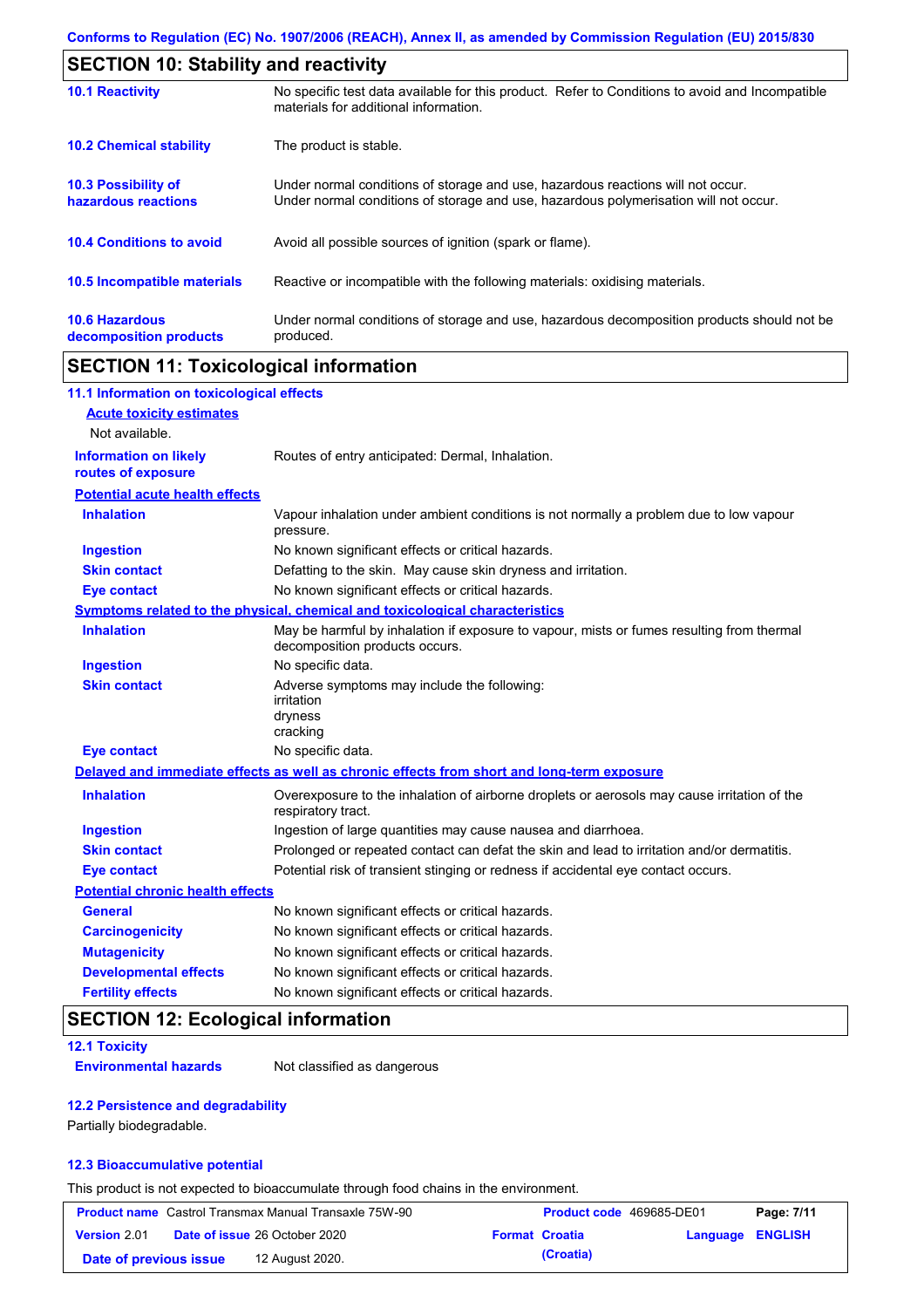## SECTION 10: Stability and reactivity

| | |
|---|---|
| **10.1 Reactivity** | No specific test data available for this product. Refer to Conditions to avoid and Incompatible materials for additional information. |
| **10.2 Chemical stability** | The product is stable. |
| **10.3 Possibility of hazardous reactions** | Under normal conditions of storage and use, hazardous reactions will not occur. Under normal conditions of storage and use, hazardous polymerisation will not occur. |
| **10.4 Conditions to avoid** | Avoid all possible sources of ignition (spark or flame). |
| **10.5 Incompatible materials** | Reactive or incompatible with the following materials: oxidising materials. |
| **10.6 Hazardous decomposition products** | Under normal conditions of storage and use, hazardous decomposition products should not be produced. |

## SECTION 11: Toxicological information

### 11.1 Information on toxicological effects

**Acute toxicity estimates**

Not available.

| | |
|---|---|
| **Information on likely routes of exposure** | Routes of entry anticipated: Dermal, Inhalation. |

**Potential acute health effects**

| | |
|---|---|
| **Inhalation** | Vapour inhalation under ambient conditions is not normally a problem due to low vapour pressure. |
| **Ingestion** | No known significant effects or critical hazards. |
| **Skin contact** | Defatting to the skin. May cause skin dryness and irritation. |
| **Eye contact** | No known significant effects or critical hazards. |

**Symptoms related to the physical, chemical and toxicological characteristics**

| | |
|---|---|
| **Inhalation** | May be harmful by inhalation if exposure to vapour, mists or fumes resulting from thermal decomposition products occurs. |
| **Ingestion** | No specific data. |
| **Skin contact** | Adverse symptoms may include the following:<br>irritation<br>dryness<br>cracking |
| **Eye contact** | No specific data. |

**Delayed and immediate effects as well as chronic effects from short and long-term exposure**

| | |
|---|---|
| **Inhalation** | Overexposure to the inhalation of airborne droplets or aerosols may cause irritation of the respiratory tract. |
| **Ingestion** | Ingestion of large quantities may cause nausea and diarrhoea. |
| **Skin contact** | Prolonged or repeated contact can defat the skin and lead to irritation and/or dermatitis. |
| **Eye contact** | Potential risk of transient stinging or redness if accidental eye contact occurs. |

**Potential chronic health effects**

| | |
|---|---|
| **General** | No known significant effects or critical hazards. |
| **Carcinogenicity** | No known significant effects or critical hazards. |
| **Mutagenicity** | No known significant effects or critical hazards. |
| **Developmental effects** | No known significant effects or critical hazards. |
| **Fertility effects** | No known significant effects or critical hazards. |

## SECTION 12: Ecological information

### 12.1 Toxicity

| | |
|---|---|
| **Environmental hazards** | Not classified as dangerous |

### 12.2 Persistence and degradability

Partially biodegradable.

### 12.3 Bioaccumulative potential

This product is not expected to bioaccumulate through food chains in the environment.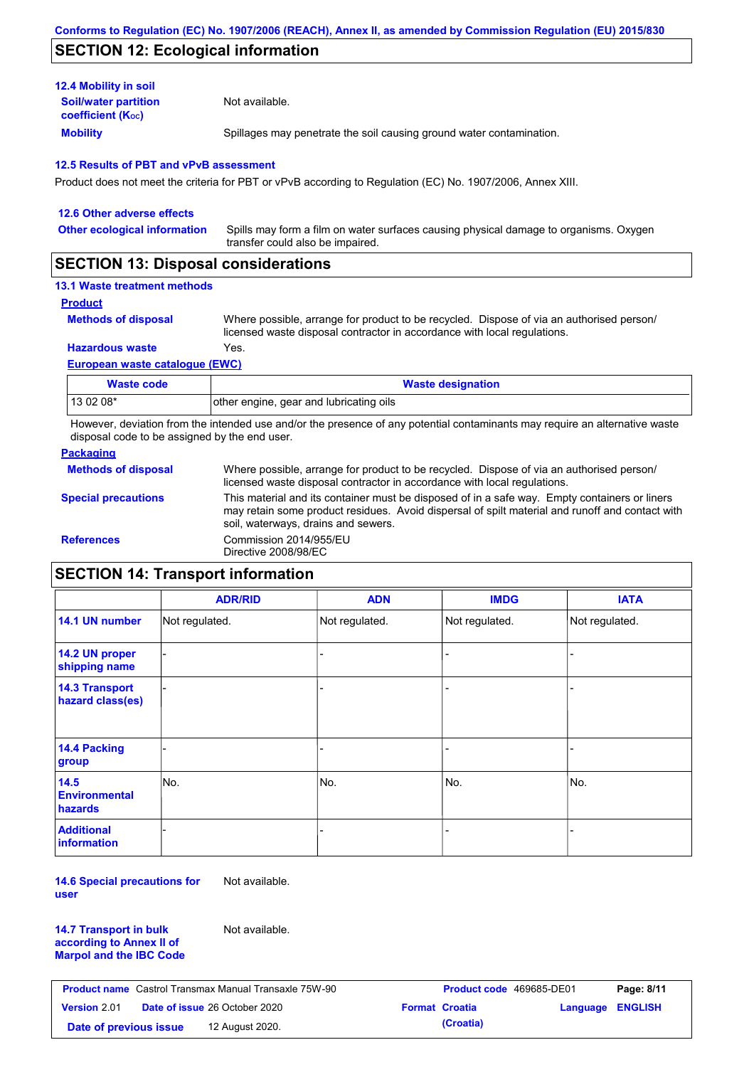## SECTION 12: Ecological information

### 12.4 Mobility in soil

**Soil/water partition coefficient ($K_{OC}$)** Not available.

**Mobility** Spillages may penetrate the soil causing ground water contamination.

### 12.5 Results of PBT and vPvB assessment

Product does not meet the criteria for PBT or vPvB according to Regulation (EC) No. 1907/2006, Annex XIII.

### 12.6 Other adverse effects

**Other ecological information** Spills may form a film on water surfaces causing physical damage to organisms. Oxygen transfer could also be impaired.

## SECTION 13: Disposal considerations

### 13.1 Waste treatment methods

**Product**

**Methods of disposal** Where possible, arrange for product to be recycled. Dispose of via an authorised person/ licensed waste disposal contractor in accordance with local regulations.

**Hazardous waste** Yes.

**European waste catalogue (EWC)**

| Waste code | Waste designation |
|---|---|
| 13 02 08* | other engine, gear and lubricating oils |

However, deviation from the intended use and/or the presence of any potential contaminants may require an alternative waste disposal code to be assigned by the end user.

**Packaging**

**Methods of disposal** Where possible, arrange for product to be recycled. Dispose of via an authorised person/ licensed waste disposal contractor in accordance with local regulations.

**Special precautions** This material and its container must be disposed of in a safe way. Empty containers or liners may retain some product residues. Avoid dispersal of spilt material and runoff and contact with soil, waterways, drains and sewers.

**References** Commission 2014/955/EU
Directive 2008/98/EC

## SECTION 14: Transport information

| | ADR/RID | ADN | IMDG | IATA |
|---|---|---|---|---|
| 14.1 UN number | Not regulated. | Not regulated. | Not regulated. | Not regulated. |
| 14.2 UN proper shipping name | - | - | - | - |
| 14.3 Transport hazard class(es) | - | - | - | - |
| 14.4 Packing group | - | - | - | - |
| 14.5 Environmental hazards | No. | No. | No. | No. |
| Additional information | - | - | - | - |

**14.6 Special precautions for user** Not available.

**14.7 Transport in bulk according to Annex II of Marpol and the IBC Code** Not available.

| **Product name** Castrol Transmax Manual Transaxle 75W-90 | **Product code** 469685-DE01 | **Page:** 8/11 |
|---|---|---|
| **Version** 2.01 **Date of issue** 26 October 2020 | **Format** Croatia (Croatia) | **Language** ENGLISH |
| **Date of previous issue** 12 August 2020. | | |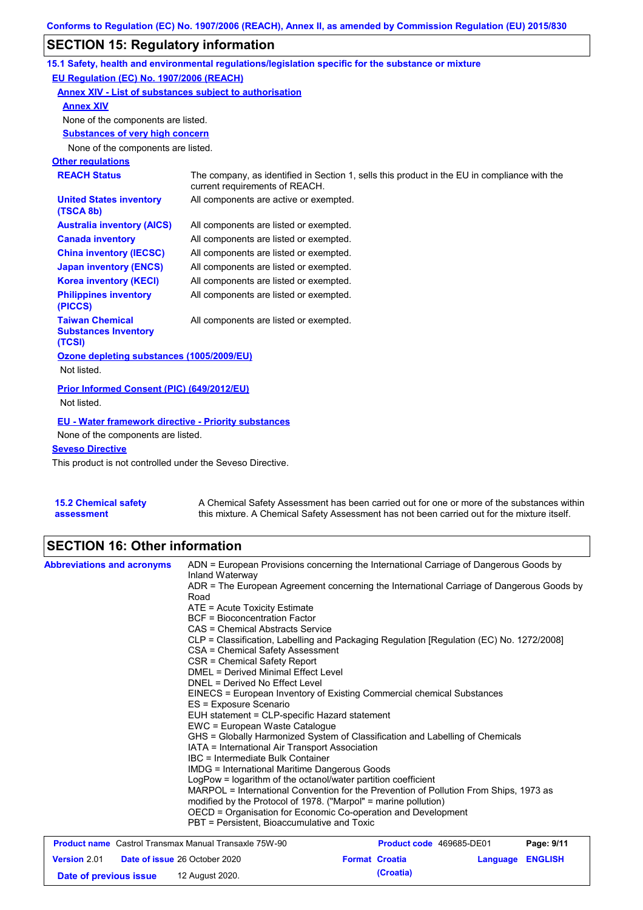## SECTION 15: Regulatory information

### 15.1 Safety, health and environmental regulations/legislation specific for the substance or mixture

**EU Regulation (EC) No. 1907/2006 (REACH)**

**Annex XIV - List of substances subject to authorisation**

**Annex XIV**

None of the components are listed.

**Substances of very high concern**

None of the components are listed.

**Other regulations**

| | |
|---|---|
| **REACH Status** | The company, as identified in Section 1, sells this product in the EU in compliance with the current requirements of REACH. |
| **United States inventory (TSCA 8b)** | All components are active or exempted. |
| **Australia inventory (AICS)** | All components are listed or exempted. |
| **Canada inventory** | All components are listed or exempted. |
| **China inventory (IECSC)** | All components are listed or exempted. |
| **Japan inventory (ENCS)** | All components are listed or exempted. |
| **Korea inventory (KECI)** | All components are listed or exempted. |
| **Philippines inventory (PICCS)** | All components are listed or exempted. |
| **Taiwan Chemical Substances Inventory (TCSI)** | All components are listed or exempted. |

**Ozone depleting substances (1005/2009/EU)**

Not listed.

**Prior Informed Consent (PIC) (649/2012/EU)**

Not listed.

**EU - Water framework directive - Priority substances**

None of the components are listed.

**Seveso Directive**

This product is not controlled under the Seveso Directive.

**15.2 Chemical safety assessment**

A Chemical Safety Assessment has been carried out for one or more of the substances within this mixture. A Chemical Safety Assessment has not been carried out for the mixture itself.

## SECTION 16: Other information

**Abbreviations and acronyms**

ADN = European Provisions concerning the International Carriage of Dangerous Goods by Inland Waterway
ADR = The European Agreement concerning the International Carriage of Dangerous Goods by Road
ATE = Acute Toxicity Estimate
BCF = Bioconcentration Factor
CAS = Chemical Abstracts Service
CLP = Classification, Labelling and Packaging Regulation [Regulation (EC) No. 1272/2008]
CSA = Chemical Safety Assessment
CSR = Chemical Safety Report
DMEL = Derived Minimal Effect Level
DNEL = Derived No Effect Level
EINECS = European Inventory of Existing Commercial chemical Substances
ES = Exposure Scenario
EUH statement = CLP-specific Hazard statement
EWC = European Waste Catalogue
GHS = Globally Harmonized System of Classification and Labelling of Chemicals
IATA = International Air Transport Association
IBC = Intermediate Bulk Container
IMDG = International Maritime Dangerous Goods
LogPow = logarithm of the octanol/water partition coefficient
MARPOL = International Convention for the Prevention of Pollution From Ships, 1973 as modified by the Protocol of 1978. ("Marpol" = marine pollution)
OECD = Organisation for Economic Co-operation and Development
PBT = Persistent, Bioaccumulative and Toxic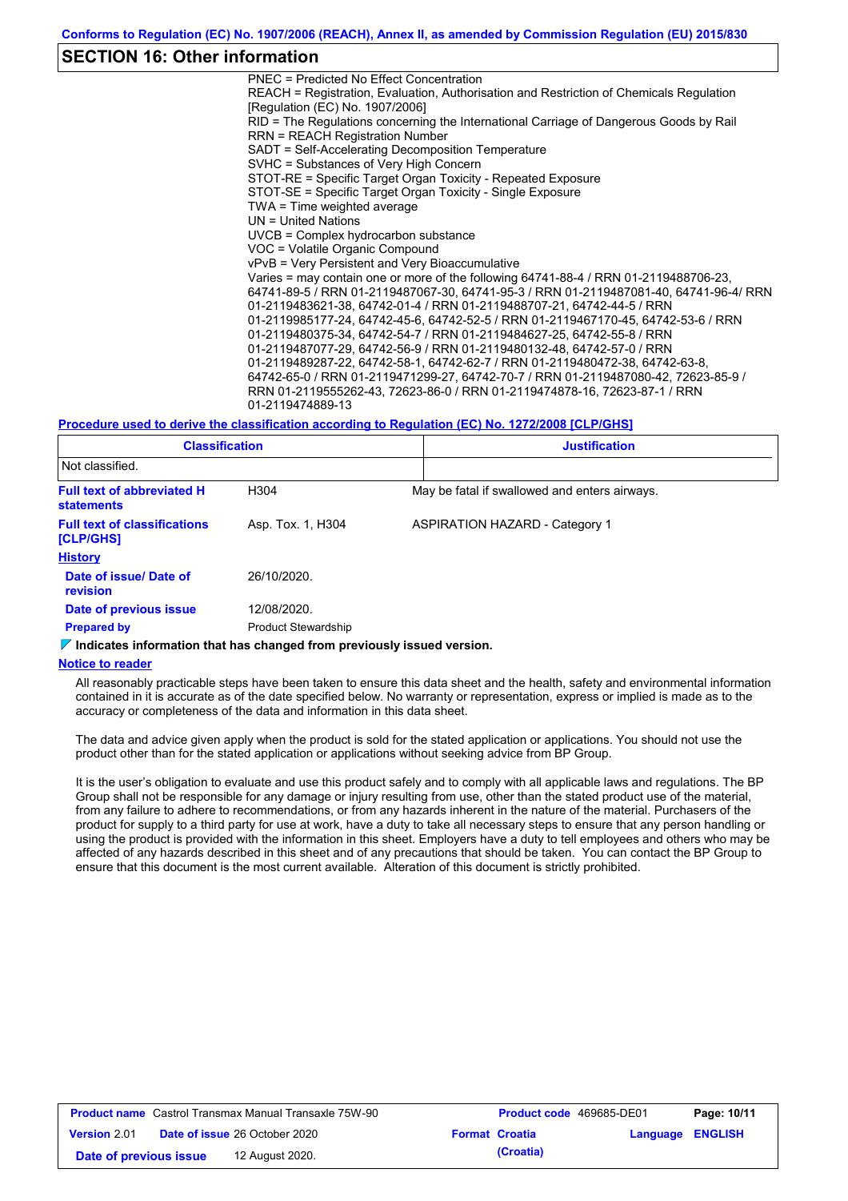## SECTION 16: Other information

PNEC = Predicted No Effect Concentration
REACH = Registration, Evaluation, Authorisation and Restriction of Chemicals Regulation [Regulation (EC) No. 1907/2006]
RID = The Regulations concerning the International Carriage of Dangerous Goods by Rail
RRN = REACH Registration Number
SADT = Self-Accelerating Decomposition Temperature
SVHC = Substances of Very High Concern
STOT-RE = Specific Target Organ Toxicity - Repeated Exposure
STOT-SE = Specific Target Organ Toxicity - Single Exposure
TWA = Time weighted average
UN = United Nations
UVCB = Complex hydrocarbon substance
VOC = Volatile Organic Compound
vPvB = Very Persistent and Very Bioaccumulative
Varies = may contain one or more of the following 64741-88-4 / RRN 01-2119488706-23, 64741-89-5 / RRN 01-2119487067-30, 64741-95-3 / RRN 01-2119487081-40, 64741-96-4/ RRN 01-2119483621-38, 64742-01-4 / RRN 01-2119488707-21, 64742-44-5 / RRN 01-2119985177-24, 64742-45-6, 64742-52-5 / RRN 01-2119467170-45, 64742-53-6 / RRN 01-2119480375-34, 64742-54-7 / RRN 01-2119484627-25, 64742-55-8 / RRN 01-2119487077-29, 64742-56-9 / RRN 01-2119480132-48, 64742-57-0 / RRN 01-2119489287-22, 64742-58-1, 64742-62-7 / RRN 01-2119480472-38, 64742-63-8, 64742-65-0 / RRN 01-2119471299-27, 64742-70-7 / RRN 01-2119487080-42, 72623-85-9 / RRN 01-2119555262-43, 72623-86-0 / RRN 01-2119474878-16, 72623-87-1 / RRN 01-2119474889-13

**Procedure used to derive the classification according to Regulation (EC) No. 1272/2008 [CLP/GHS]**

| Classification | Justification |
|---|---|
| Not classified. | |

**Full text of abbreviated H statements**: H304 — May be fatal if swallowed and enters airways.

**Full text of classifications [CLP/GHS]**: Asp. Tox. 1, H304 — ASPIRATION HAZARD - Category 1

**History**

**Date of issue/ Date of revision**: 26/10/2020.

**Date of previous issue**: 12/08/2020.

**Prepared by**: Product Stewardship

**Indicates information that has changed from previously issued version.**

**Notice to reader**

All reasonably practicable steps have been taken to ensure this data sheet and the health, safety and environmental information contained in it is accurate as of the date specified below. No warranty or representation, express or implied is made as to the accuracy or completeness of the data and information in this data sheet.

The data and advice given apply when the product is sold for the stated application or applications. You should not use the product other than for the stated application or applications without seeking advice from BP Group.

It is the user's obligation to evaluate and use this product safely and to comply with all applicable laws and regulations. The BP Group shall not be responsible for any damage or injury resulting from use, other than the stated product use of the material, from any failure to adhere to recommendations, or from any hazards inherent in the nature of the material. Purchasers of the product for supply to a third party for use at work, have a duty to take all necessary steps to ensure that any person handling or using the product is provided with the information in this sheet. Employers have a duty to tell employees and others who may be affected of any hazards described in this sheet and of any precautions that should be taken. You can contact the BP Group to ensure that this document is the most current available. Alteration of this document is strictly prohibited.